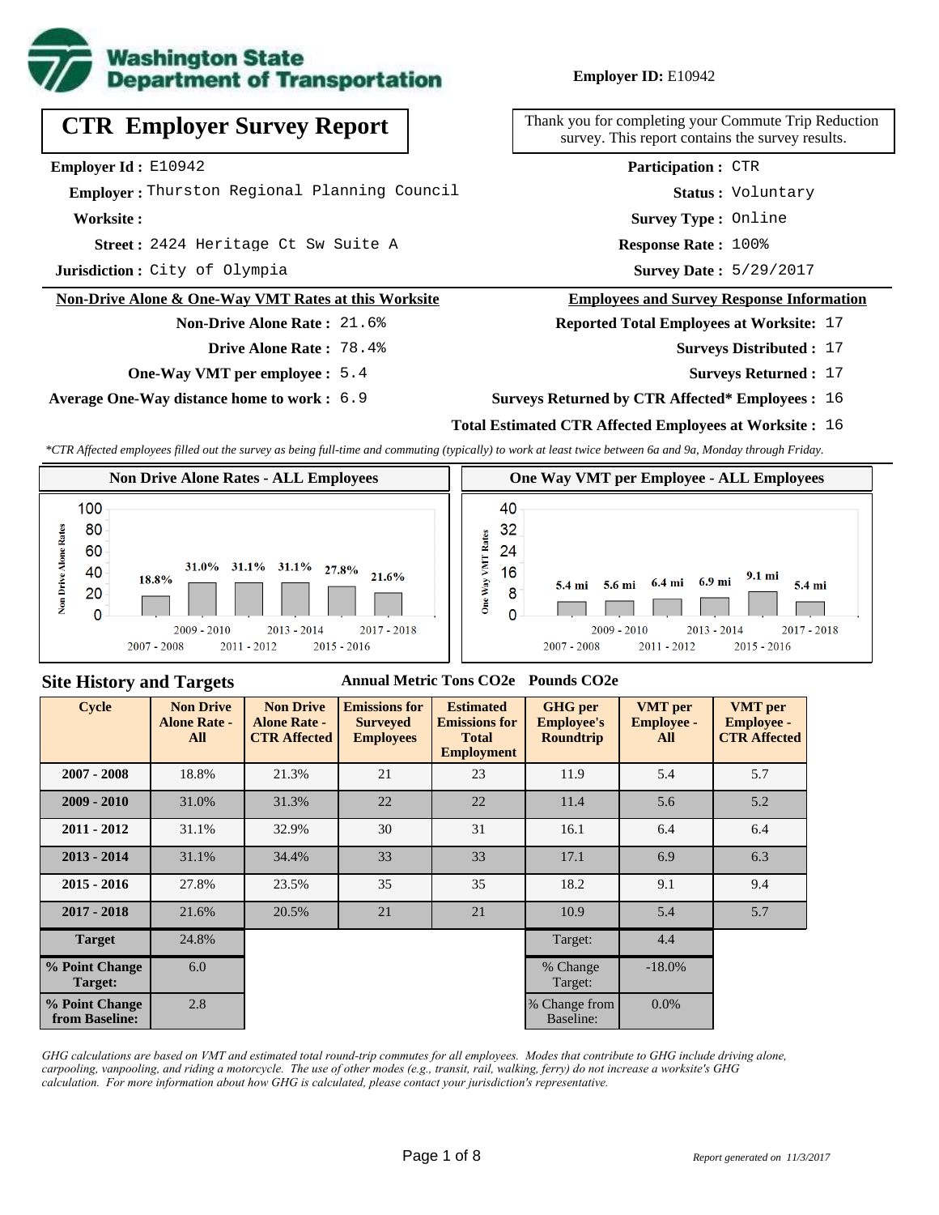Washington State Department of Transportation

**Employer ID:** E10942

# CTR Employer Survey Report

Thank you for completing your Commute Trip Reduction survey. This report contains the survey results.

**Employer Id :** E10942

**Employer :** Thurston Regional Planning Council

**Worksite :**

**Street :** 2424 Heritage Ct Sw Suite A

**Jurisdiction :** City of Olympia

**Participation :** CTR

**Status :** Voluntary

**Survey Type :** Online

**Response Rate :** 100%

**Survey Date :** 5/29/2017

## Non-Drive Alone & One-Way VMT Rates at this Worksite

**Non-Drive Alone Rate :** 21.6%

**Drive Alone Rate :** 78.4%

**One-Way VMT per employee :** 5.4

**Average One-Way distance home to work :** 6.9

## Employees and Survey Response Information

**Reported Total Employees at Worksite:** 17

**Surveys Distributed :** 17

**Surveys Returned :** 17

**Surveys Returned by CTR Affected* Employees :** 16

**Total Estimated CTR Affected Employees at Worksite :** 16

*\*CTR Affected employees filled out the survey as being full-time and commuting (typically) to work at least twice between 6a and 9a, Monday through Friday.*

### Non Drive Alone Rates - ALL Employees

| Cycle | Non Drive Alone Rate |
|---|---|
| 2007 - 2008 | 18.8% |
| 2009 - 2010 | 31.0% |
| 2011 - 2012 | 31.1% |
| 2013 - 2014 | 31.1% |
| 2015 - 2016 | 27.8% |
| 2017 - 2018 | 21.6% |

### One Way VMT per Employee - ALL Employees

| Cycle | One Way VMT |
|---|---|
| 2007 - 2008 | 5.4 mi |
| 2009 - 2010 | 5.6 mi |
| 2011 - 2012 | 6.4 mi |
| 2013 - 2014 | 6.9 mi |
| 2015 - 2016 | 9.1 mi |
| 2017 - 2018 | 5.4 mi |

## Site History and Targets

Annual Metric Tons CO2e &nbsp;&nbsp; Pounds CO2e

| Cycle | Non Drive Alone Rate - All | Non Drive Alone Rate - CTR Affected | Emissions for Surveyed Employees | Estimated Emissions for Total Employment | GHG per Employee's Roundtrip | VMT per Employee - All | VMT per Employee - CTR Affected |
|---|---|---|---|---|---|---|---|
| 2007 - 2008 | 18.8% | 21.3% | 21 | 23 | 11.9 | 5.4 | 5.7 |
| 2009 - 2010 | 31.0% | 31.3% | 22 | 22 | 11.4 | 5.6 | 5.2 |
| 2011 - 2012 | 31.1% | 32.9% | 30 | 31 | 16.1 | 6.4 | 6.4 |
| 2013 - 2014 | 31.1% | 34.4% | 33 | 33 | 17.1 | 6.9 | 6.3 |
| 2015 - 2016 | 27.8% | 23.5% | 35 | 35 | 18.2 | 9.1 | 9.4 |
| 2017 - 2018 | 21.6% | 20.5% | 21 | 21 | 10.9 | 5.4 | 5.7 |
| Target | 24.8% | | | | Target: | 4.4 | |
| % Point Change Target: | 6.0 | | | | % Change Target: | -18.0% | |
| % Point Change from Baseline: | 2.8 | | | | % Change from Baseline: | 0.0% | |

*GHG calculations are based on VMT and estimated total round-trip commutes for all employees. Modes that contribute to GHG include driving alone, carpooling, vanpooling, and riding a motorcycle. The use of other modes (e.g., transit, rail, walking, ferry) do not increase a worksite's GHG calculation. For more information about how GHG is calculated, please contact your jurisdiction's representative.*

*Report generated on 11/3/2017*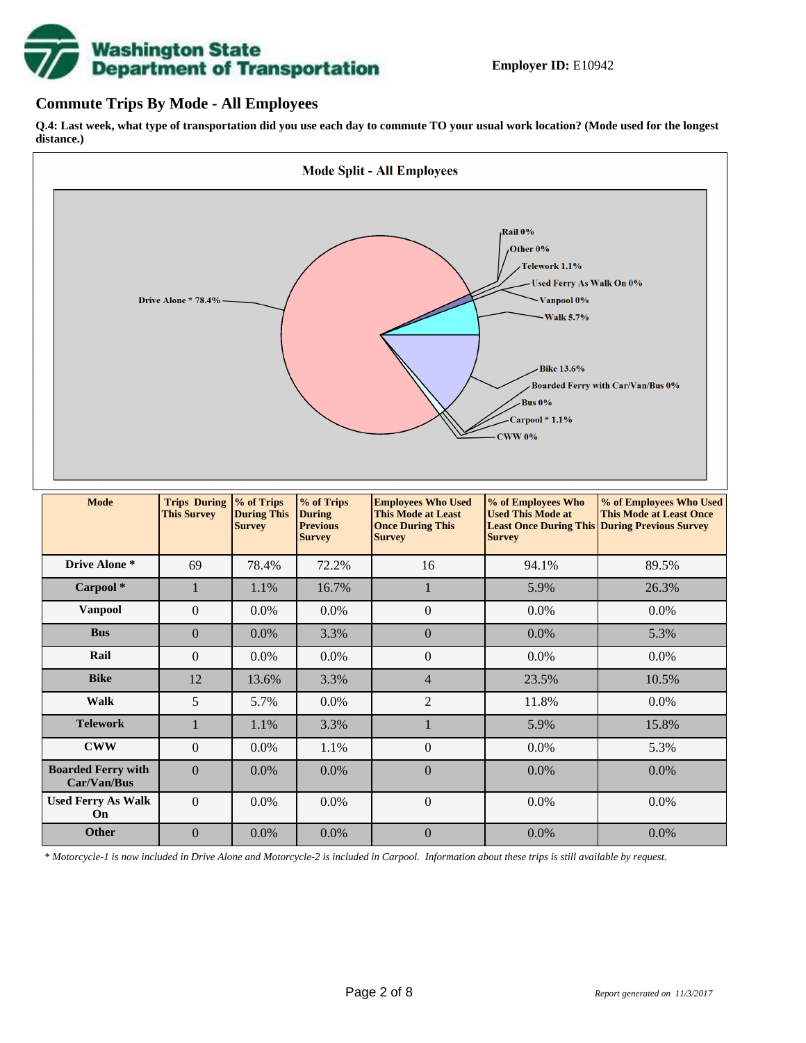**Employer ID:** E10942

## Commute Trips By Mode - All Employees

**Q.4: Last week, what type of transportation did you use each day to commute TO your usual work location? (Mode used for the longest distance.)**

| Mode | Trips During This Survey | % of Trips During This Survey | % of Trips During Previous Survey | Employees Who Used This Mode at Least Once During This Survey | % of Employees Who Used This Mode at Least Once During This Survey | % of Employees Who Used This Mode at Least Once During Previous Survey |
|---|---|---|---|---|---|---|
| Drive Alone * | 69 | 78.4% | 72.2% | 16 | 94.1% | 89.5% |
| Carpool * | 1 | 1.1% | 16.7% | 1 | 5.9% | 26.3% |
| Vanpool | 0 | 0.0% | 0.0% | 0 | 0.0% | 0.0% |
| Bus | 0 | 0.0% | 3.3% | 0 | 0.0% | 5.3% |
| Rail | 0 | 0.0% | 0.0% | 0 | 0.0% | 0.0% |
| Bike | 12 | 13.6% | 3.3% | 4 | 23.5% | 10.5% |
| Walk | 5 | 5.7% | 0.0% | 2 | 11.8% | 0.0% |
| Telework | 1 | 1.1% | 3.3% | 1 | 5.9% | 15.8% |
| CWW | 0 | 0.0% | 1.1% | 0 | 0.0% | 5.3% |
| Boarded Ferry with Car/Van/Bus | 0 | 0.0% | 0.0% | 0 | 0.0% | 0.0% |
| Used Ferry As Walk On | 0 | 0.0% | 0.0% | 0 | 0.0% | 0.0% |
| Other | 0 | 0.0% | 0.0% | 0 | 0.0% | 0.0% |

*\* Motorcycle-1 is now included in Drive Alone and Motorcycle-2 is included in Carpool. Information about these trips is still available by request.*

*Report generated on 11/3/2017*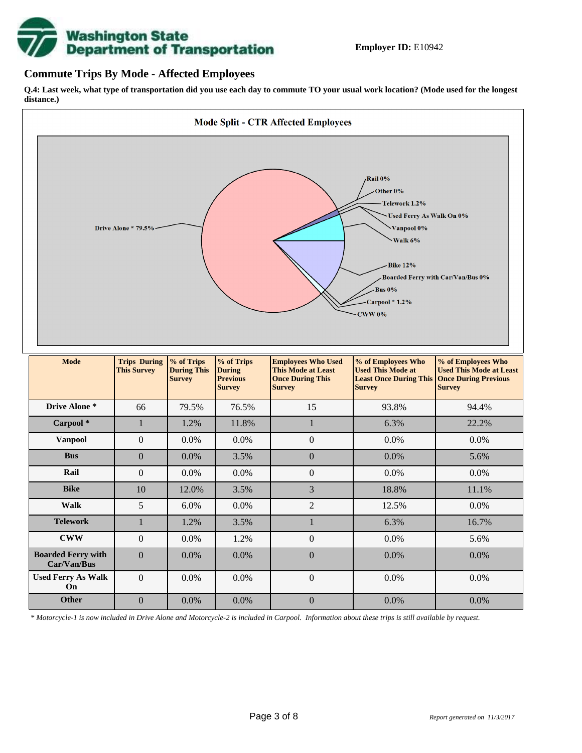**Employer ID:** E10942

## Commute Trips By Mode - Affected Employees

**Q.4: Last week, what type of transportation did you use each day to commute TO your usual work location? (Mode used for the longest distance.)**

**Mode Split - CTR Affected Employees**

Drive Alone * 79.5%
Rail 0%
Other 0%
Telework 1.2%
Used Ferry As Walk On 0%
Vanpool 0%
Walk 6%
Bike 12%
Boarded Ferry with Car/Van/Bus 0%
Bus 0%
Carpool * 1.2%
CWW 0%

| Mode | Trips During This Survey | % of Trips During This Survey | % of Trips During Previous Survey | Employees Who Used This Mode at Least Once During This Survey | % of Employees Who Used This Mode at Least Once During This Survey | % of Employees Who Used This Mode at Least Once During Previous Survey |
|---|---|---|---|---|---|---|
| **Drive Alone *** | 66 | 79.5% | 76.5% | 15 | 93.8% | 94.4% |
| **Carpool *** | 1 | 1.2% | 11.8% | 1 | 6.3% | 22.2% |
| **Vanpool** | 0 | 0.0% | 0.0% | 0 | 0.0% | 0.0% |
| **Bus** | 0 | 0.0% | 3.5% | 0 | 0.0% | 5.6% |
| **Rail** | 0 | 0.0% | 0.0% | 0 | 0.0% | 0.0% |
| **Bike** | 10 | 12.0% | 3.5% | 3 | 18.8% | 11.1% |
| **Walk** | 5 | 6.0% | 0.0% | 2 | 12.5% | 0.0% |
| **Telework** | 1 | 1.2% | 3.5% | 1 | 6.3% | 16.7% |
| **CWW** | 0 | 0.0% | 1.2% | 0 | 0.0% | 5.6% |
| **Boarded Ferry with Car/Van/Bus** | 0 | 0.0% | 0.0% | 0 | 0.0% | 0.0% |
| **Used Ferry As Walk On** | 0 | 0.0% | 0.0% | 0 | 0.0% | 0.0% |
| **Other** | 0 | 0.0% | 0.0% | 0 | 0.0% | 0.0% |

*\* Motorcycle-1 is now included in Drive Alone and Motorcycle-2 is included in Carpool. Information about these trips is still available by request.*

*Report generated on 11/3/2017*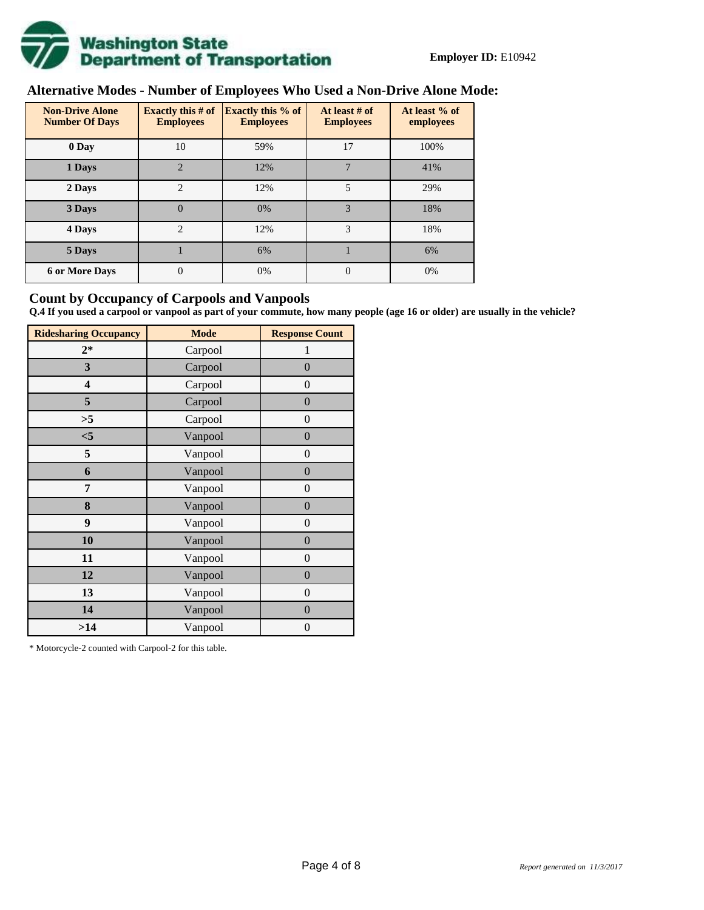**Employer ID:** E10942

## Alternative Modes - Number of Employees Who Used a Non-Drive Alone Mode:

| Non-Drive Alone Number Of Days | Exactly this # of Employees | Exactly this % of Employees | At least # of Employees | At least % of employees |
|---|---|---|---|---|
| **0 Day** | 10 | 59% | 17 | 100% |
| **1 Days** | 2 | 12% | 7 | 41% |
| **2 Days** | 2 | 12% | 5 | 29% |
| **3 Days** | 0 | 0% | 3 | 18% |
| **4 Days** | 2 | 12% | 3 | 18% |
| **5 Days** | 1 | 6% | 1 | 6% |
| **6 or More Days** | 0 | 0% | 0 | 0% |

## Count by Occupancy of Carpools and Vanpools

**Q.4 If you used a carpool or vanpool as part of your commute, how many people (age 16 or older) are usually in the vehicle?**

| Ridesharing Occupancy | Mode | Response Count |
|---|---|---|
| **2*** | Carpool | 1 |
| **3** | Carpool | 0 |
| **4** | Carpool | 0 |
| **5** | Carpool | 0 |
| **>5** | Carpool | 0 |
| **<5** | Vanpool | 0 |
| **5** | Vanpool | 0 |
| **6** | Vanpool | 0 |
| **7** | Vanpool | 0 |
| **8** | Vanpool | 0 |
| **9** | Vanpool | 0 |
| **10** | Vanpool | 0 |
| **11** | Vanpool | 0 |
| **12** | Vanpool | 0 |
| **13** | Vanpool | 0 |
| **14** | Vanpool | 0 |
| **>14** | Vanpool | 0 |

* Motorcycle-2 counted with Carpool-2 for this table.

*Report generated on 11/3/2017*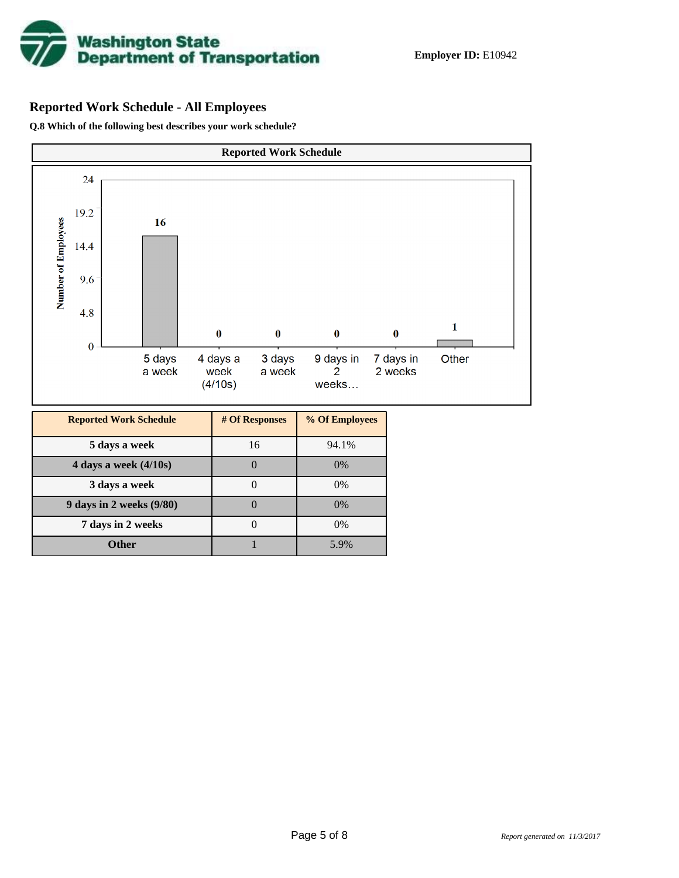Washington State Department of Transportation

**Employer ID:** E10942

## Reported Work Schedule - All Employees

**Q.8 Which of the following best describes your work schedule?**

| Reported Work Schedule | # Of Responses | % Of Employees |
|---|---|---|
| 5 days a week | 16 | 94.1% |
| 4 days a week (4/10s) | 0 | 0% |
| 3 days a week | 0 | 0% |
| 9 days in 2 weeks (9/80) | 0 | 0% |
| 7 days in 2 weeks | 0 | 0% |
| Other | 1 | 5.9% |

*Report generated on 11/3/2017*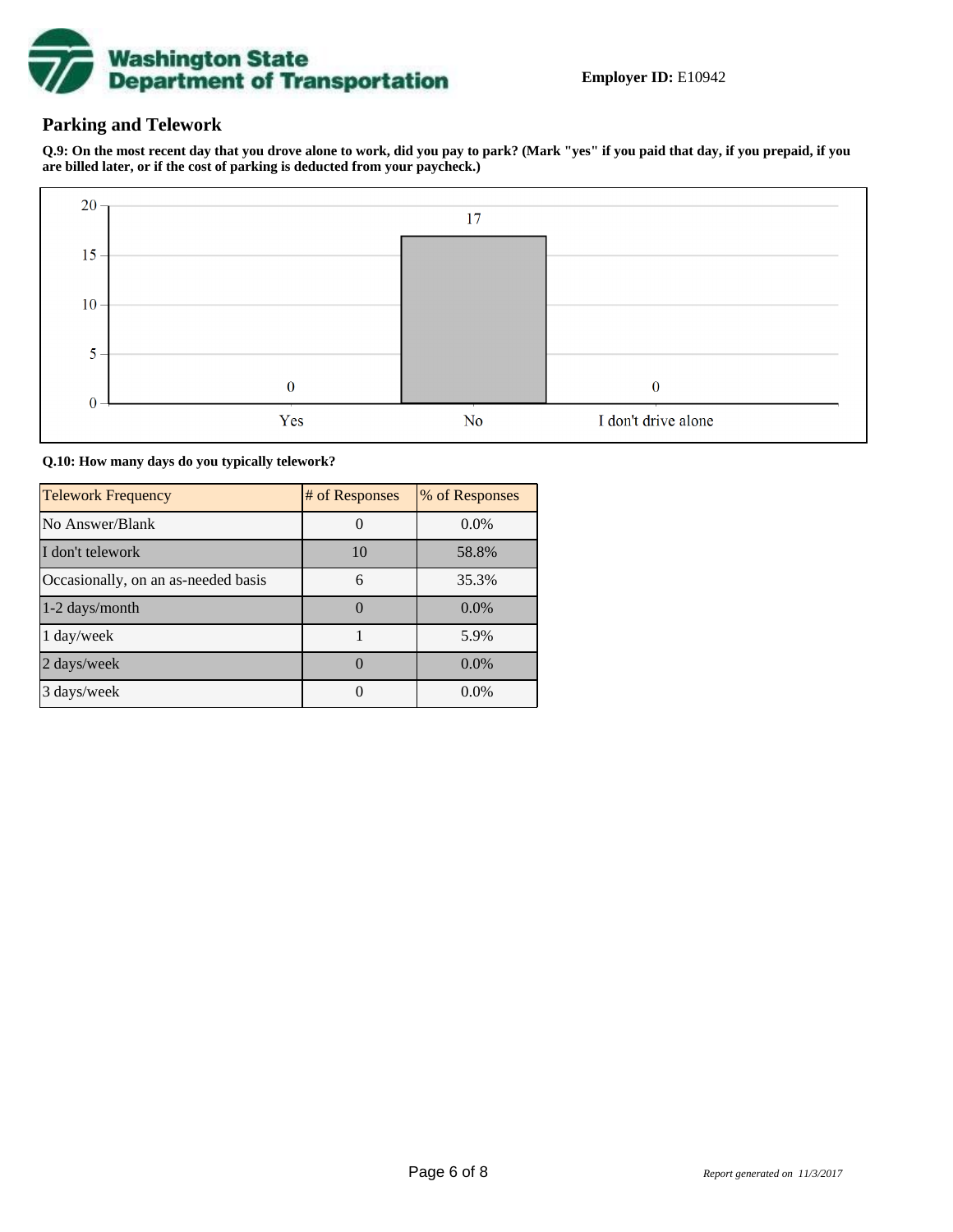**Employer ID:** E10942

## Parking and Telework

**Q.9: On the most recent day that you drove alone to work, did you pay to park? (Mark "yes" if you paid that day, if you prepaid, if you are billed later, or if the cost of parking is deducted from your paycheck.)**

| Response | Count |
|---|---|
| Yes | 0 |
| No | 17 |
| I don't drive alone | 0 |

**Q.10: How many days do you typically telework?**

| Telework Frequency | # of Responses | % of Responses |
|---|---|---|
| No Answer/Blank | 0 | 0.0% |
| I don't telework | 10 | 58.8% |
| Occasionally, on an as-needed basis | 6 | 35.3% |
| 1-2 days/month | 0 | 0.0% |
| 1 day/week | 1 | 5.9% |
| 2 days/week | 0 | 0.0% |
| 3 days/week | 0 | 0.0% |

*Report generated on 11/3/2017*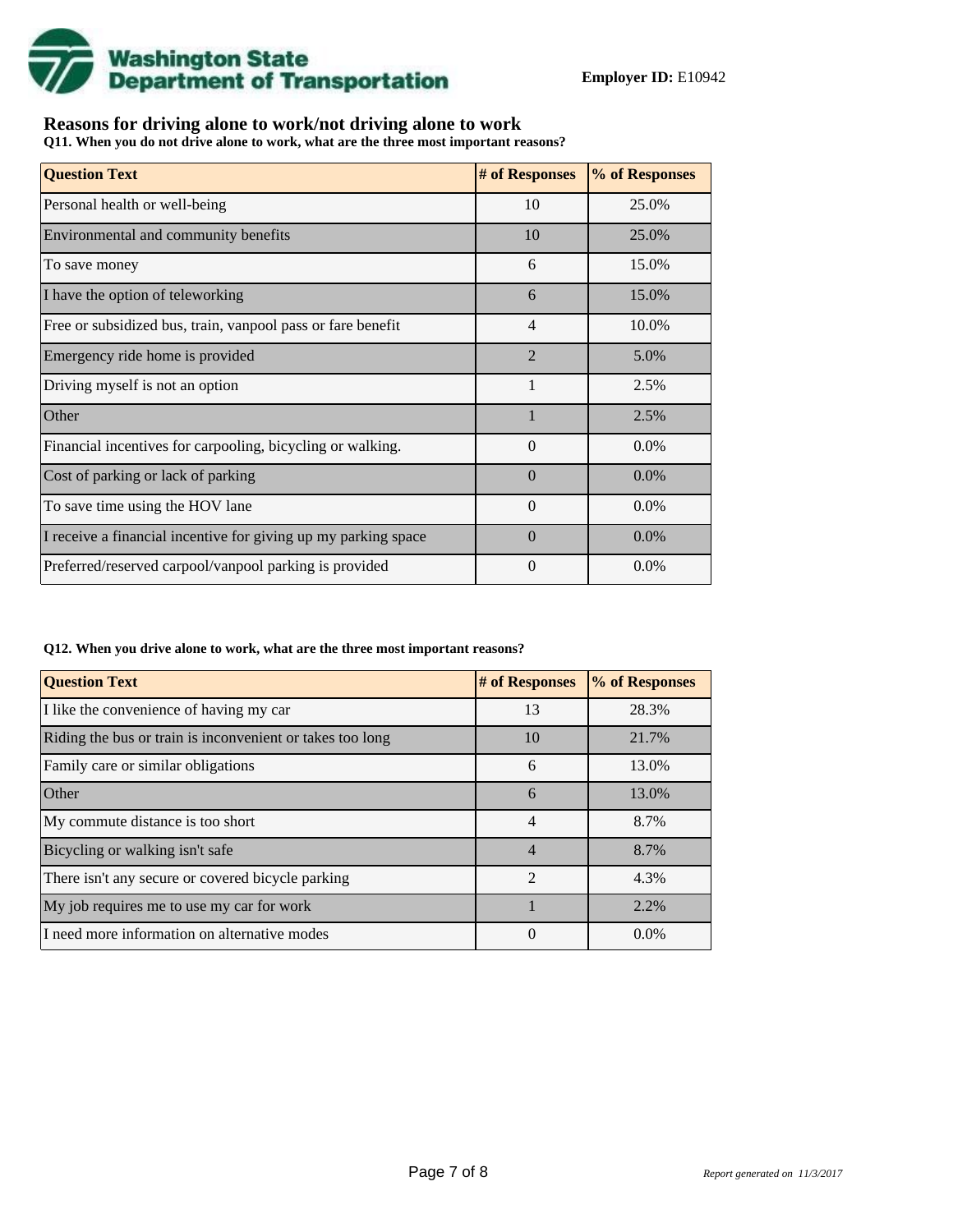**Employer ID:** E10942

## Reasons for driving alone to work/not driving alone to work

**Q11. When you do not drive alone to work, what are the three most important reasons?**

| Question Text | # of Responses | % of Responses |
| --- | --- | --- |
| Personal health or well-being | 10 | 25.0% |
| Environmental and community benefits | 10 | 25.0% |
| To save money | 6 | 15.0% |
| I have the option of teleworking | 6 | 15.0% |
| Free or subsidized bus, train, vanpool pass or fare benefit | 4 | 10.0% |
| Emergency ride home is provided | 2 | 5.0% |
| Driving myself is not an option | 1 | 2.5% |
| Other | 1 | 2.5% |
| Financial incentives for carpooling, bicycling or walking. | 0 | 0.0% |
| Cost of parking or lack of parking | 0 | 0.0% |
| To save time using the HOV lane | 0 | 0.0% |
| I receive a financial incentive for giving up my parking space | 0 | 0.0% |
| Preferred/reserved carpool/vanpool parking is provided | 0 | 0.0% |

**Q12. When you drive alone to work, what are the three most important reasons?**

| Question Text | # of Responses | % of Responses |
| --- | --- | --- |
| I like the convenience of having my car | 13 | 28.3% |
| Riding the bus or train is inconvenient or takes too long | 10 | 21.7% |
| Family care or similar obligations | 6 | 13.0% |
| Other | 6 | 13.0% |
| My commute distance is too short | 4 | 8.7% |
| Bicycling or walking isn't safe | 4 | 8.7% |
| There isn't any secure or covered bicycle parking | 2 | 4.3% |
| My job requires me to use my car for work | 1 | 2.2% |
| I need more information on alternative modes | 0 | 0.0% |

*Report generated on 11/3/2017*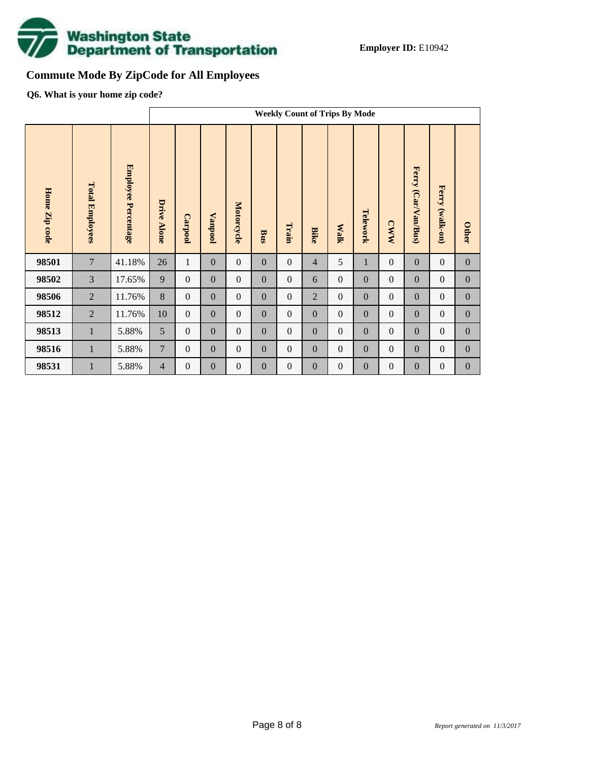**Employer ID:** E10942

## Commute Mode By ZipCode for All Employees

**Q6. What is your home zip code?**

| | | | Weekly Count of Trips By Mode | | | | | | | | | | | | |
|---|---|---|---|---|---|---|---|---|---|---|---|---|---|---|---|
| **Home Zip code** | **Total Employees** | **Employee Percentage** | **Drive Alone** | **Carpool** | **Vanpool** | **Motorcycle** | **Bus** | **Train** | **Bike** | **Walk** | **Telework** | **CWW** | **Ferry (Car/Van/Bus)** | **Ferry (walk-on)** | **Other** |
| **98501** | 7 | 41.18% | 26 | 1 | 0 | 0 | 0 | 0 | 4 | 5 | 1 | 0 | 0 | 0 | 0 |
| **98502** | 3 | 17.65% | 9 | 0 | 0 | 0 | 0 | 0 | 6 | 0 | 0 | 0 | 0 | 0 | 0 |
| **98506** | 2 | 11.76% | 8 | 0 | 0 | 0 | 0 | 0 | 2 | 0 | 0 | 0 | 0 | 0 | 0 |
| **98512** | 2 | 11.76% | 10 | 0 | 0 | 0 | 0 | 0 | 0 | 0 | 0 | 0 | 0 | 0 | 0 |
| **98513** | 1 | 5.88% | 5 | 0 | 0 | 0 | 0 | 0 | 0 | 0 | 0 | 0 | 0 | 0 | 0 |
| **98516** | 1 | 5.88% | 7 | 0 | 0 | 0 | 0 | 0 | 0 | 0 | 0 | 0 | 0 | 0 | 0 |
| **98531** | 1 | 5.88% | 4 | 0 | 0 | 0 | 0 | 0 | 0 | 0 | 0 | 0 | 0 | 0 | 0 |

*Report generated on 11/3/2017*